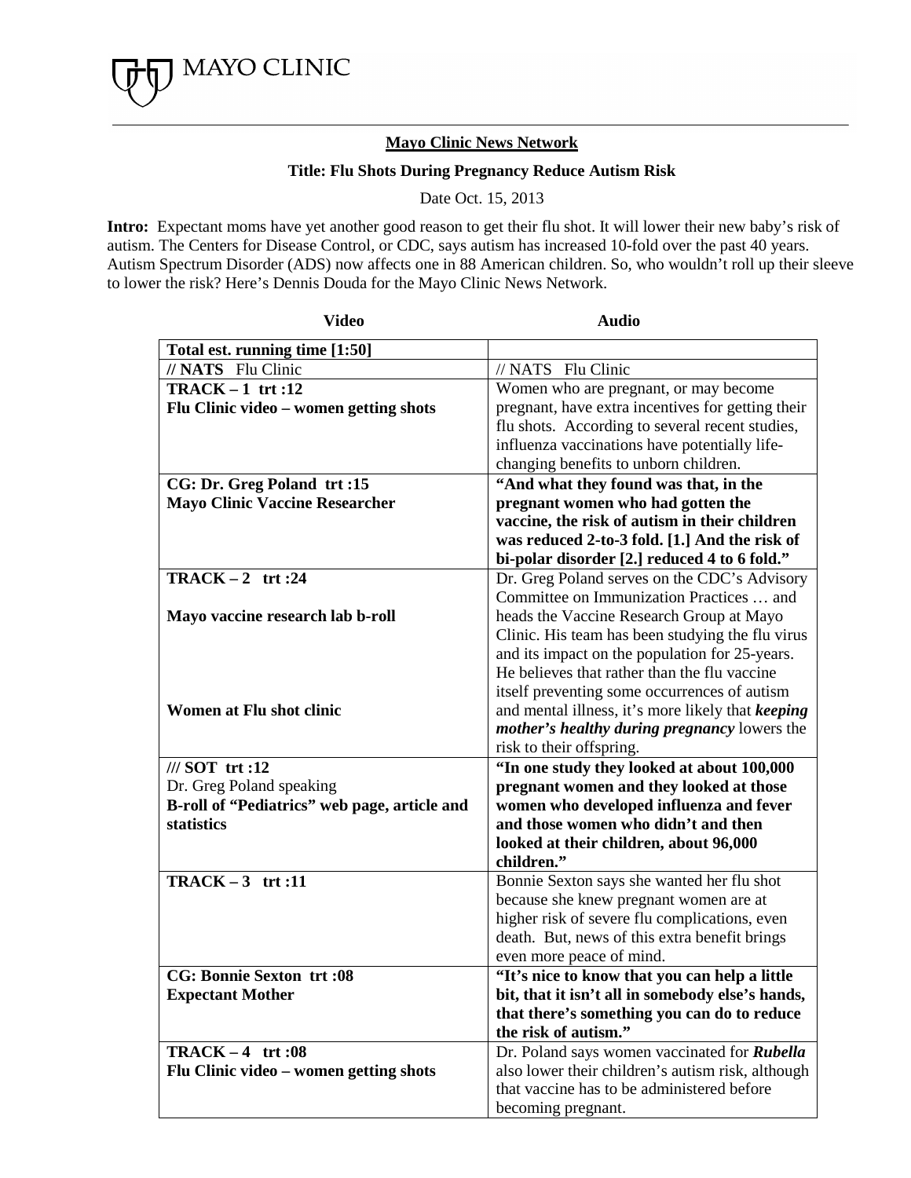MAYO CLINIC

## Mayo Clinic News Network

### Title: Flu Shots During Pregnancy Reduce Autism Risk

Date Oct. 15, 2013

**Intro:** Expectant moms have yet another good reason to get their flu shot. It will lower their new baby's risk of autism. The Centers for Disease Control, or CDC, says autism has increased 10-fold over the past 40 years. Autism Spectrum Disorder (ADS) now affects one in 88 American children. So, who wouldn't roll up their sleeve to lower the risk? Here's Dennis Douda for the Mayo Clinic News Network.

| Video | Audio |
|---|---|
| **Total est. running time [1:50]** | |
| **// NATS** Flu Clinic | // NATS Flu Clinic |
| **TRACK – 1 trt :12**<br>**Flu Clinic video – women getting shots** | Women who are pregnant, or may become pregnant, have extra incentives for getting their flu shots. According to several recent studies, influenza vaccinations have potentially life-changing benefits to unborn children. |
| **CG: Dr. Greg Poland trt :15**<br>**Mayo Clinic Vaccine Researcher** | **"And what they found was that, in the pregnant women who had gotten the vaccine, the risk of autism in their children was reduced 2-to-3 fold. [1.] And the risk of bi-polar disorder [2.] reduced 4 to 6 fold."** |
| **TRACK – 2 trt :24**<br><br>**Mayo vaccine research lab b-roll**<br><br>**Women at Flu shot clinic** | Dr. Greg Poland serves on the CDC's Advisory Committee on Immunization Practices … and heads the Vaccine Research Group at Mayo Clinic. His team has been studying the flu virus and its impact on the population for 25-years. He believes that rather than the flu vaccine itself preventing some occurrences of autism and mental illness, it's more likely that ***keeping mother's healthy during pregnancy*** lowers the risk to their offspring. |
| **/// SOT trt :12**<br>Dr. Greg Poland speaking<br>**B-roll of "Pediatrics" web page, article and statistics** | **"In one study they looked at about 100,000 pregnant women and they looked at those women who developed influenza and fever and those women who didn't and then looked at their children, about 96,000 children."** |
| **TRACK – 3 trt :11** | Bonnie Sexton says she wanted her flu shot because she knew pregnant women are at higher risk of severe flu complications, even death. But, news of this extra benefit brings even more peace of mind. |
| **CG: Bonnie Sexton trt :08**<br>**Expectant Mother** | **"It's nice to know that you can help a little bit, that it isn't all in somebody else's hands, that there's something you can do to reduce the risk of autism."** |
| **TRACK – 4 trt :08**<br>**Flu Clinic video – women getting shots** | Dr. Poland says women vaccinated for ***Rubella*** also lower their children's autism risk, although that vaccine has to be administered before becoming pregnant. |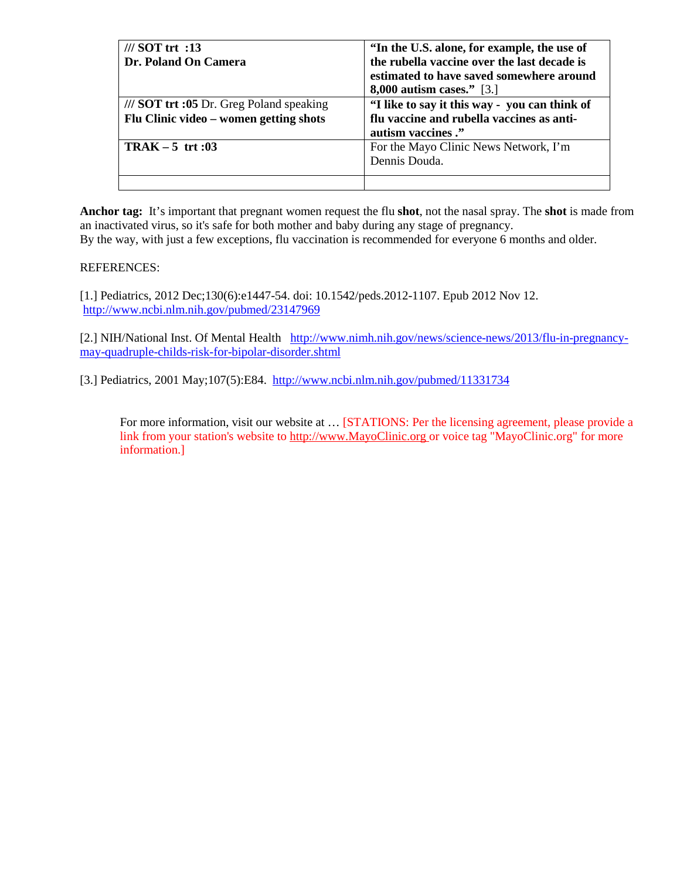| | |
|---|---|
| **/// SOT trt :13**<br>**Dr. Poland On Camera** | **"In the U.S. alone, for example, the use of the rubella vaccine over the last decade is estimated to have saved somewhere around 8,000 autism cases."** [3.] |
| **/// SOT trt :05** Dr. Greg Poland speaking<br>**Flu Clinic video – women getting shots** | **"I like to say it this way - you can think of flu vaccine and rubella vaccines as anti-autism vaccines ."** |
| **TRAK – 5 trt :03** | For the Mayo Clinic News Network, I'm Dennis Douda. |
| | |

**Anchor tag:** It's important that pregnant women request the flu **shot**, not the nasal spray. The **shot** is made from an inactivated virus, so it's safe for both mother and baby during any stage of pregnancy.
By the way, with just a few exceptions, flu vaccination is recommended for everyone 6 months and older.

REFERENCES:

[1.] Pediatrics, 2012 Dec;130(6):e1447-54. doi: 10.1542/peds.2012-1107. Epub 2012 Nov 12.
http://www.ncbi.nlm.nih.gov/pubmed/23147969

[2.] NIH/National Inst. Of Mental Health http://www.nimh.nih.gov/news/science-news/2013/flu-in-pregnancy-may-quadruple-childs-risk-for-bipolar-disorder.shtml

[3.] Pediatrics, 2001 May;107(5):E84. http://www.ncbi.nlm.nih.gov/pubmed/11331734

For more information, visit our website at … [STATIONS: Per the licensing agreement, please provide a link from your station's website to http://www.MayoClinic.org or voice tag "MayoClinic.org" for more information.]